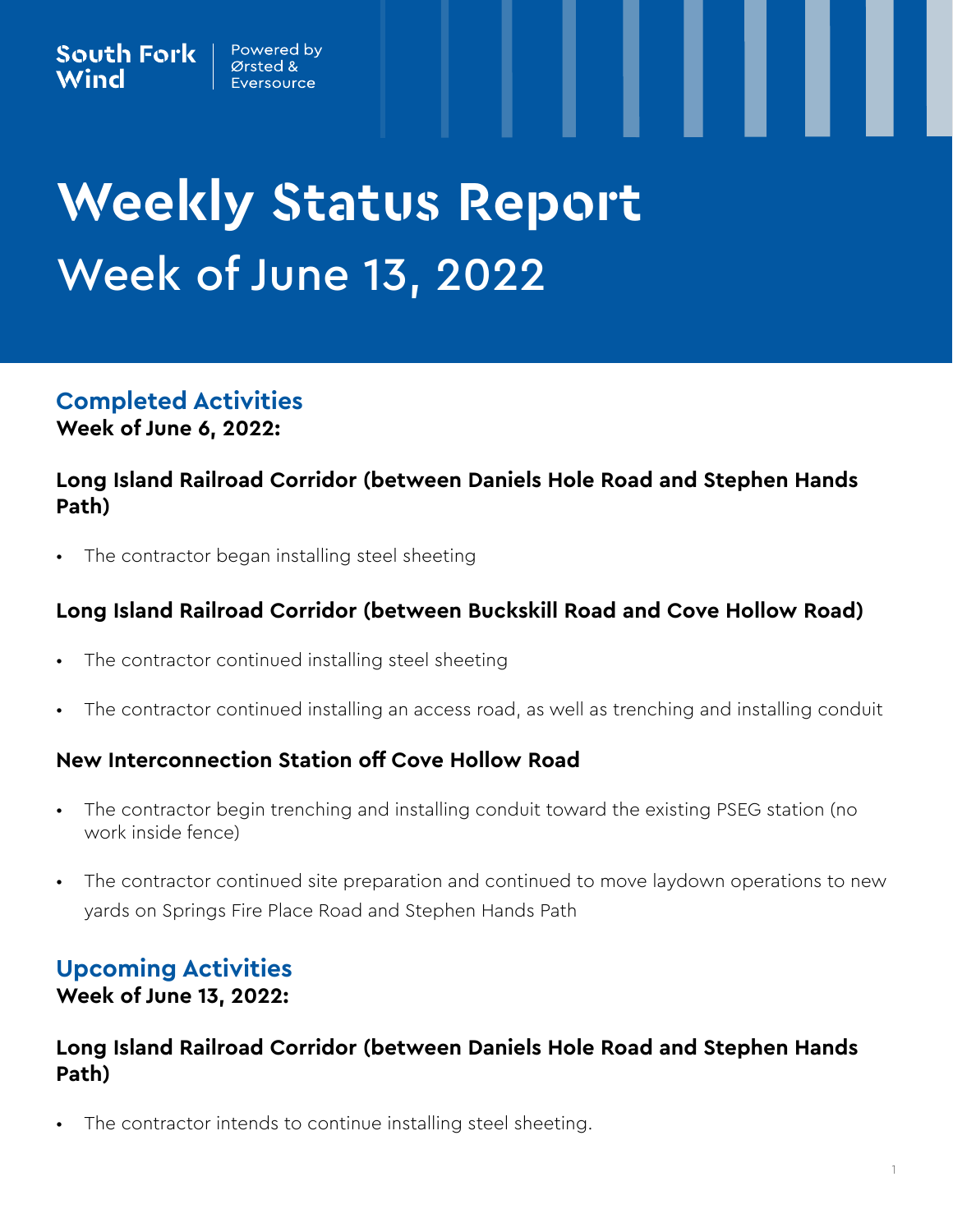South Fork Wind | Powered by Ørsted & Eversource

# Weekly Status Report

## Week of June 13, 2022

## Completed Activities

**Week of June 6, 2022:**

### Long Island Railroad Corridor (between Daniels Hole Road and Stephen Hands Path)

- The contractor began installing steel sheeting

### Long Island Railroad Corridor (between Buckskill Road and Cove Hollow Road)

- The contractor continued installing steel sheeting
- The contractor continued installing an access road, as well as trenching and installing conduit

### New Interconnection Station off Cove Hollow Road

- The contractor begin trenching and installing conduit toward the existing PSEG station (no work inside fence)
- The contractor continued site preparation and continued to move laydown operations to new yards on Springs Fire Place Road and Stephen Hands Path

## Upcoming Activities

**Week of June 13, 2022:**

### Long Island Railroad Corridor (between Daniels Hole Road and Stephen Hands Path)

- The contractor intends to continue installing steel sheeting.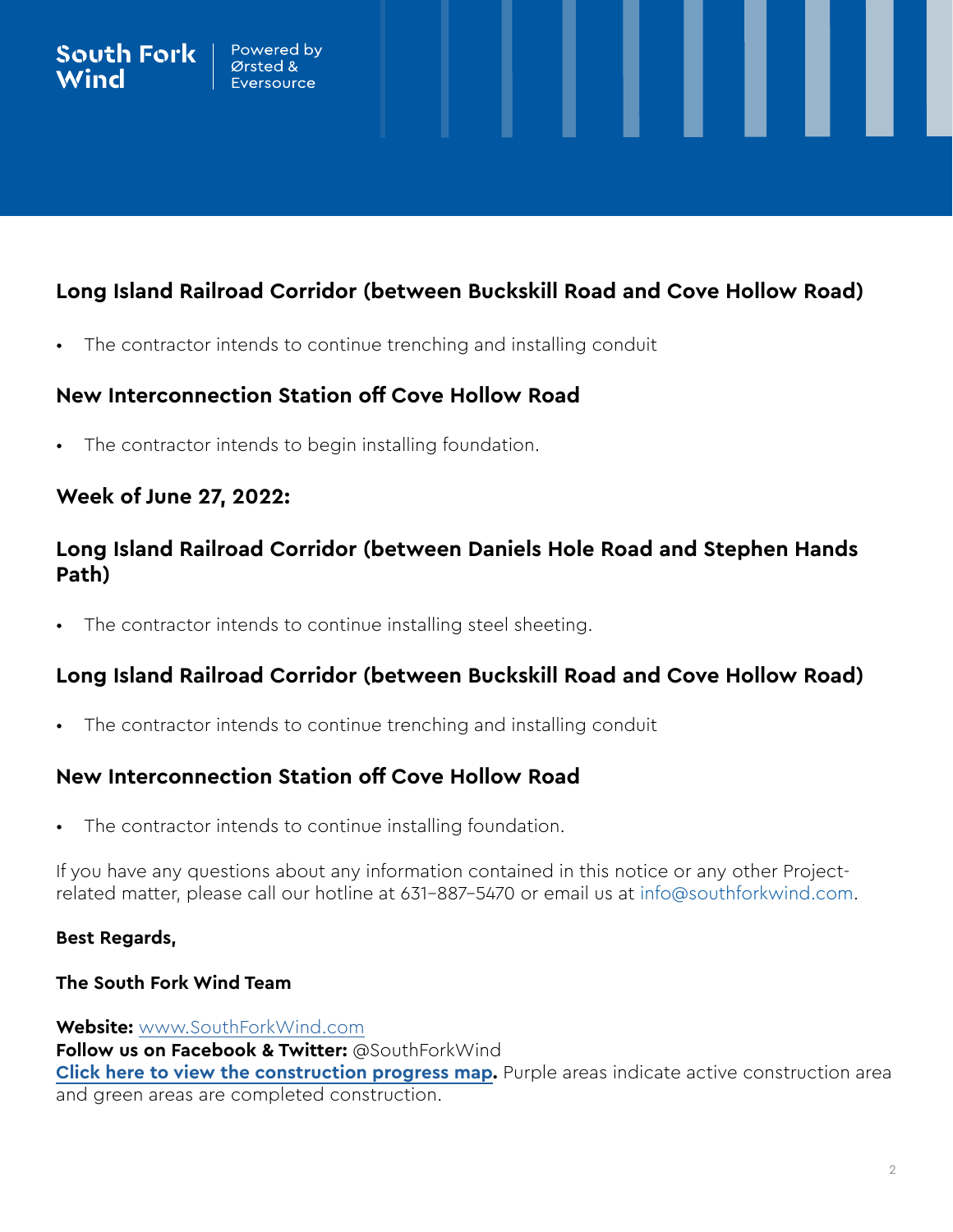### Long Island Railroad Corridor (between Buckskill Road and Cove Hollow Road)

- The contractor intends to continue trenching and installing conduit

### New Interconnection Station off Cove Hollow Road

- The contractor intends to begin installing foundation.

### Week of June 27, 2022:

### Long Island Railroad Corridor (between Daniels Hole Road and Stephen Hands Path)

- The contractor intends to continue installing steel sheeting.

### Long Island Railroad Corridor (between Buckskill Road and Cove Hollow Road)

- The contractor intends to continue trenching and installing conduit

### New Interconnection Station off Cove Hollow Road

- The contractor intends to continue installing foundation.

If you have any questions about any information contained in this notice or any other Project-related matter, please call our hotline at 631-887-5470 or email us at info@southforkwind.com.

**Best Regards,**

**The South Fork Wind Team**

**Website:** www.SouthForkWind.com
**Follow us on Facebook & Twitter:** @SouthForkWind
**Click here to view the construction progress map.** Purple areas indicate active construction area and green areas are completed construction.